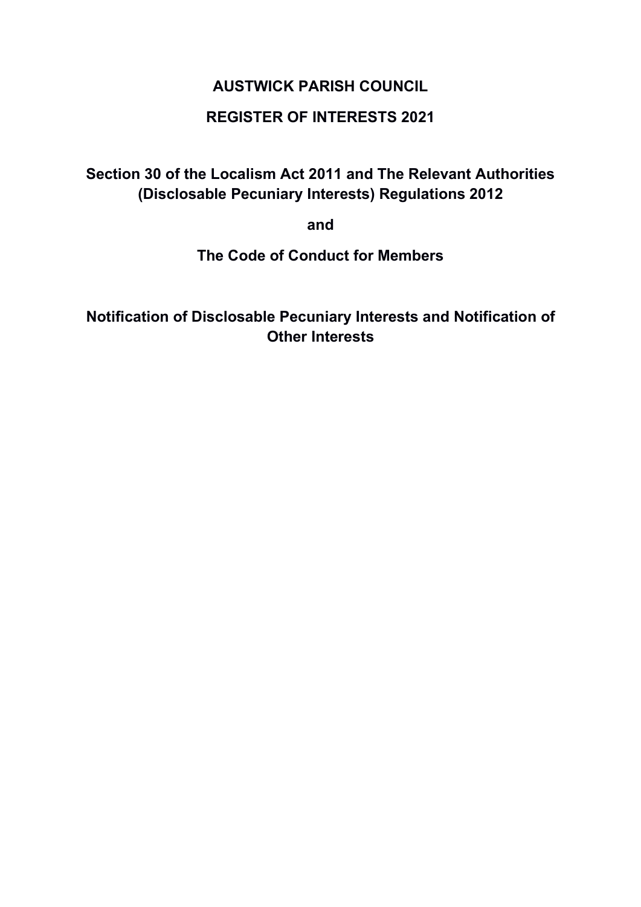# AUSTWICK PARISH COUNCIL

# REGISTER OF INTERESTS 2021

## Section 30 of the Localism Act 2011 and The Relevant Authorities (Disclosable Pecuniary Interests) Regulations 2012

**and**

## The Code of Conduct for Members

## Notification of Disclosable Pecuniary Interests and Notification of Other Interests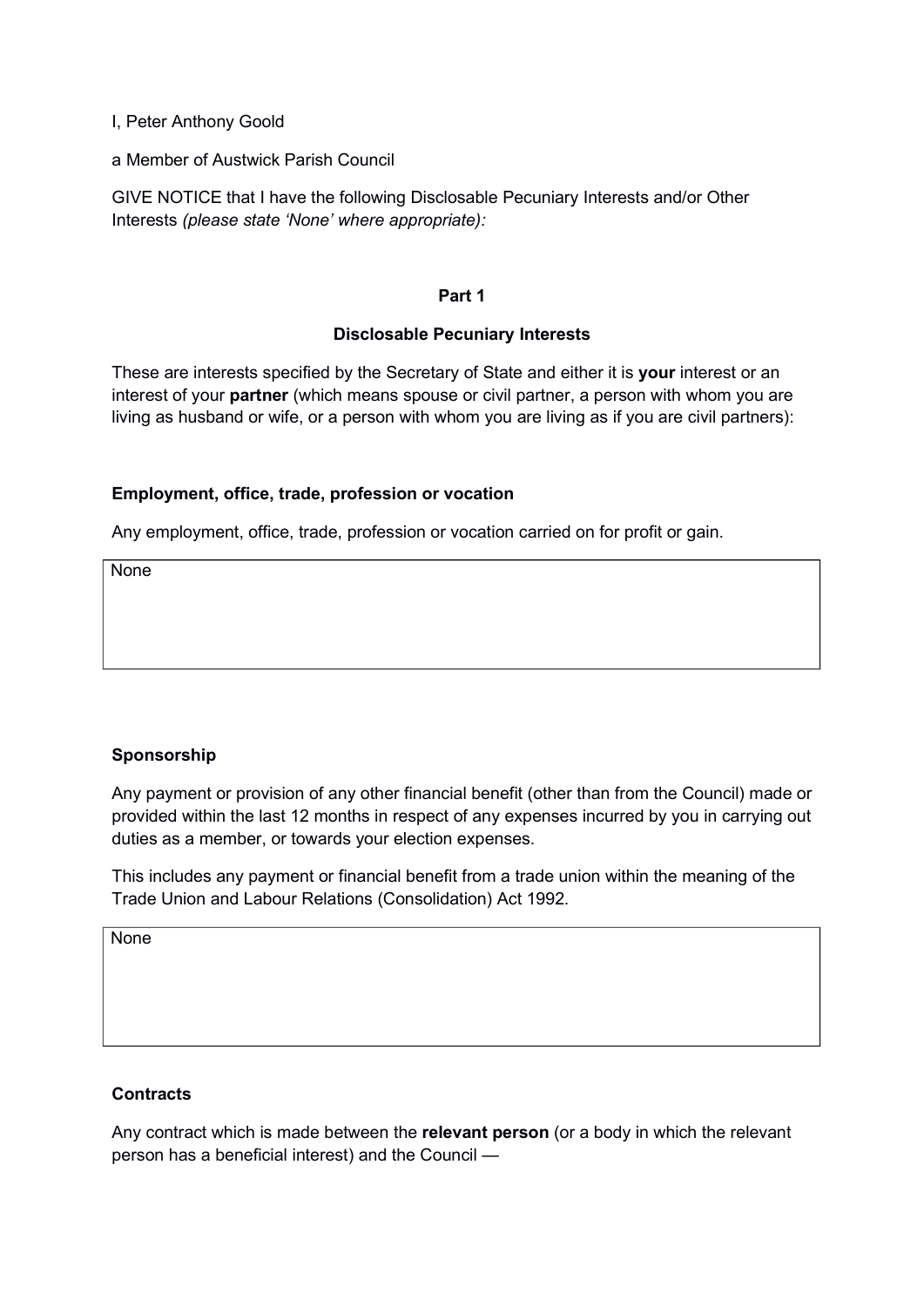I, Peter Anthony Goold

a Member of Austwick Parish Council

GIVE NOTICE that I have the following Disclosable Pecuniary Interests and/or Other Interests *(please state 'None' where appropriate):*

## Part 1

### Disclosable Pecuniary Interests

These are interests specified by the Secretary of State and either it is **your** interest or an interest of your **partner** (which means spouse or civil partner, a person with whom you are living as husband or wife, or a person with whom you are living as if you are civil partners):

#### Employment, office, trade, profession or vocation

Any employment, office, trade, profession or vocation carried on for profit or gain.

| None |
|---|

#### Sponsorship

Any payment or provision of any other financial benefit (other than from the Council) made or provided within the last 12 months in respect of any expenses incurred by you in carrying out duties as a member, or towards your election expenses.

This includes any payment or financial benefit from a trade union within the meaning of the Trade Union and Labour Relations (Consolidation) Act 1992.

| None |
|---|

#### Contracts

Any contract which is made between the **relevant person** (or a body in which the relevant person has a beneficial interest) and the Council —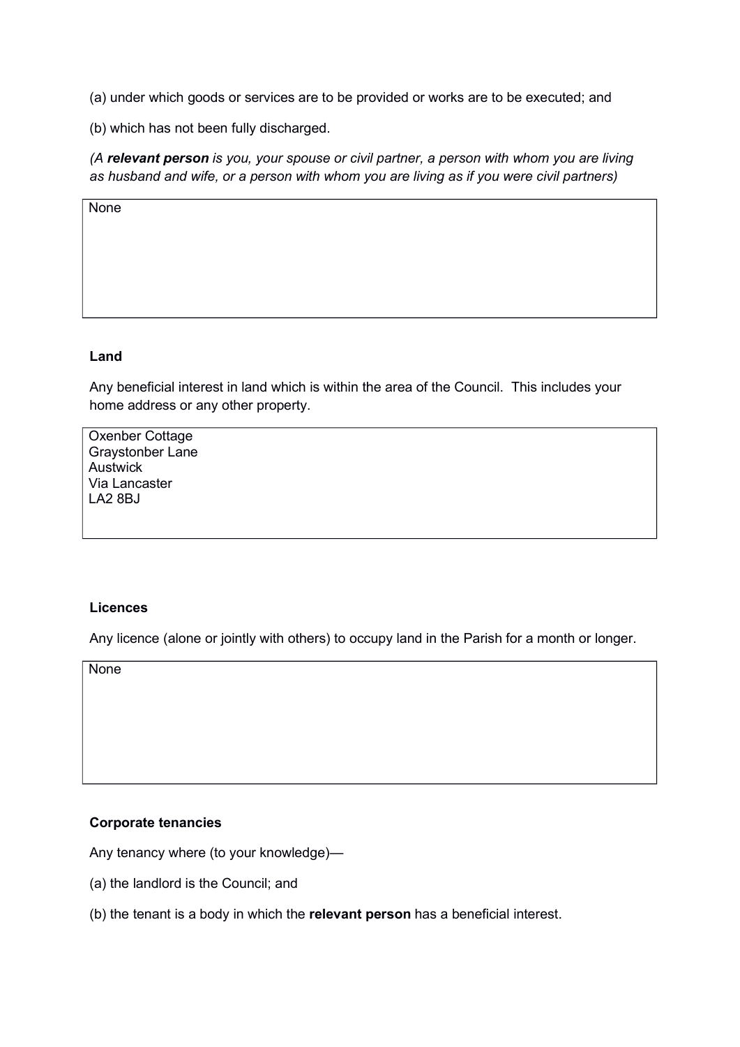(a) under which goods or services are to be provided or works are to be executed; and

(b) which has not been fully discharged.

*(A **relevant person** is you, your spouse or civil partner, a person with whom you are living as husband and wife, or a person with whom you are living as if you were civil partners)*

| None |
|---|

**Land**

Any beneficial interest in land which is within the area of the Council. This includes your home address or any other property.

| Oxenber Cottage<br>Graystonber Lane<br>Austwick<br>Via Lancaster<br>LA2 8BJ |
|---|

**Licences**

Any licence (alone or jointly with others) to occupy land in the Parish for a month or longer.

| None |
|---|

**Corporate tenancies**

Any tenancy where (to your knowledge)—

(a) the landlord is the Council; and

(b) the tenant is a body in which the **relevant person** has a beneficial interest.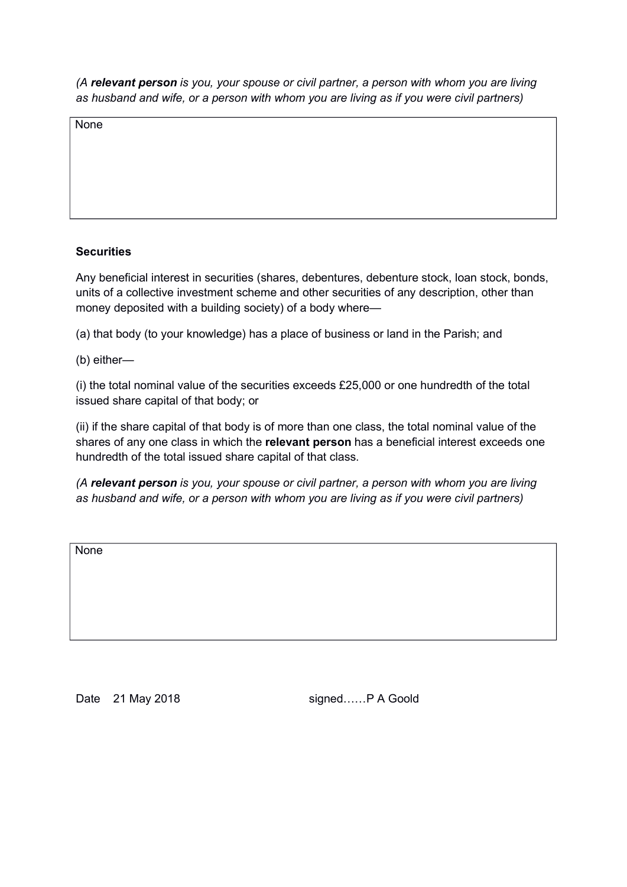*(A **relevant person** is you, your spouse or civil partner, a person with whom you are living as husband and wife, or a person with whom you are living as if you were civil partners)*

| None |
|---|

**Securities**

Any beneficial interest in securities (shares, debentures, debenture stock, loan stock, bonds, units of a collective investment scheme and other securities of any description, other than money deposited with a building society) of a body where—

(a) that body (to your knowledge) has a place of business or land in the Parish; and

(b) either—

(i) the total nominal value of the securities exceeds £25,000 or one hundredth of the total issued share capital of that body; or

(ii) if the share capital of that body is of more than one class, the total nominal value of the shares of any one class in which the **relevant person** has a beneficial interest exceeds one hundredth of the total issued share capital of that class.

*(A **relevant person** is you, your spouse or civil partner, a person with whom you are living as husband and wife, or a person with whom you are living as if you were civil partners)*

| None |
|---|

Date 21 May 2018 signed……P A Goold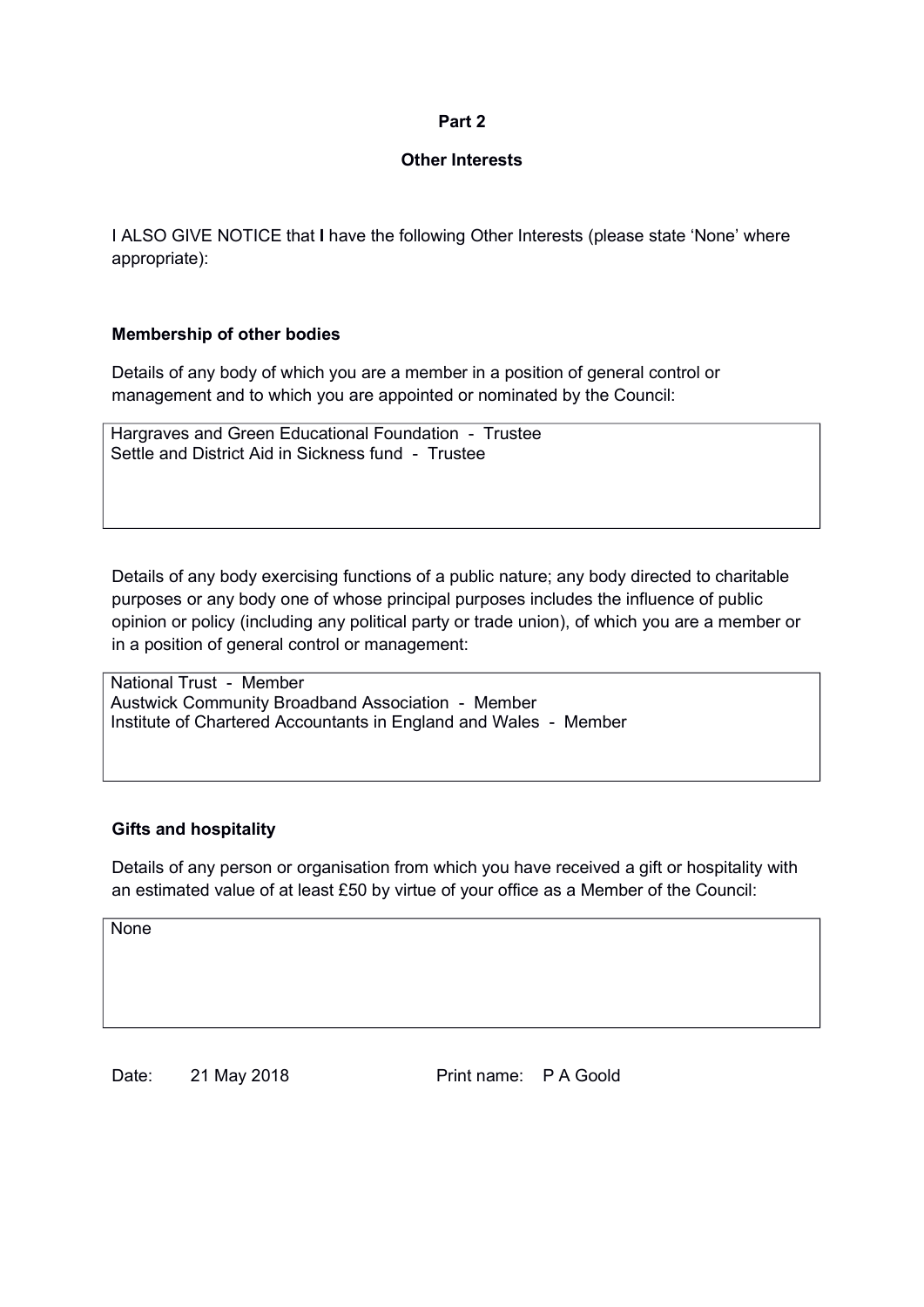**Part 2**

**Other Interests**

I ALSO GIVE NOTICE that **I** have the following Other Interests (please state 'None' where appropriate):

### Membership of other bodies

Details of any body of which you are a member in a position of general control or management and to which you are appointed or nominated by the Council:

Hargraves and Green Educational Foundation - Trustee
Settle and District Aid in Sickness fund - Trustee

Details of any body exercising functions of a public nature; any body directed to charitable purposes or any body one of whose principal purposes includes the influence of public opinion or policy (including any political party or trade union), of which you are a member or in a position of general control or management:

National Trust - Member
Austwick Community Broadband Association - Member
Institute of Chartered Accountants in England and Wales - Member

### Gifts and hospitality

Details of any person or organisation from which you have received a gift or hospitality with an estimated value of at least £50 by virtue of your office as a Member of the Council:

None

Date: 21 May 2018 Print name: P A Goold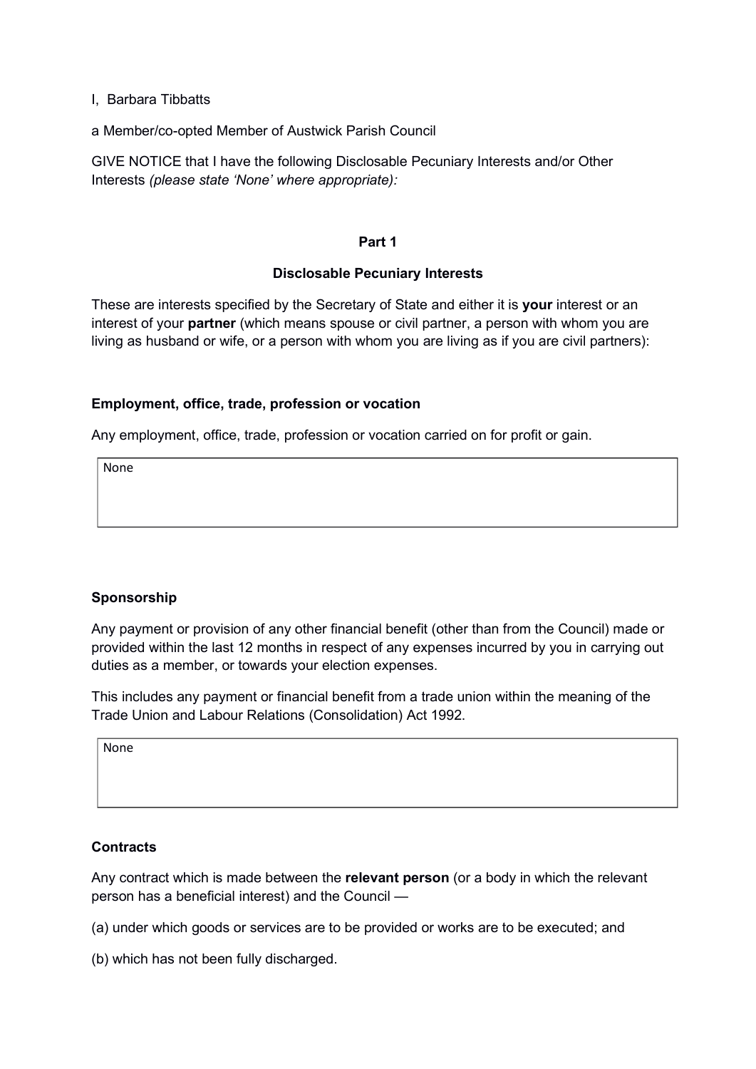I, Barbara Tibbatts

a Member/co-opted Member of Austwick Parish Council

GIVE NOTICE that I have the following Disclosable Pecuniary Interests and/or Other Interests *(please state 'None' where appropriate):*

## Part 1

### Disclosable Pecuniary Interests

These are interests specified by the Secretary of State and either it is **your** interest or an interest of your **partner** (which means spouse or civil partner, a person with whom you are living as husband or wife, or a person with whom you are living as if you are civil partners):

#### Employment, office, trade, profession or vocation

Any employment, office, trade, profession or vocation carried on for profit or gain.

| None |
|---|

#### Sponsorship

Any payment or provision of any other financial benefit (other than from the Council) made or provided within the last 12 months in respect of any expenses incurred by you in carrying out duties as a member, or towards your election expenses.

This includes any payment or financial benefit from a trade union within the meaning of the Trade Union and Labour Relations (Consolidation) Act 1992.

| None |
|---|

#### Contracts

Any contract which is made between the **relevant person** (or a body in which the relevant person has a beneficial interest) and the Council —

(a) under which goods or services are to be provided or works are to be executed; and

(b) which has not been fully discharged.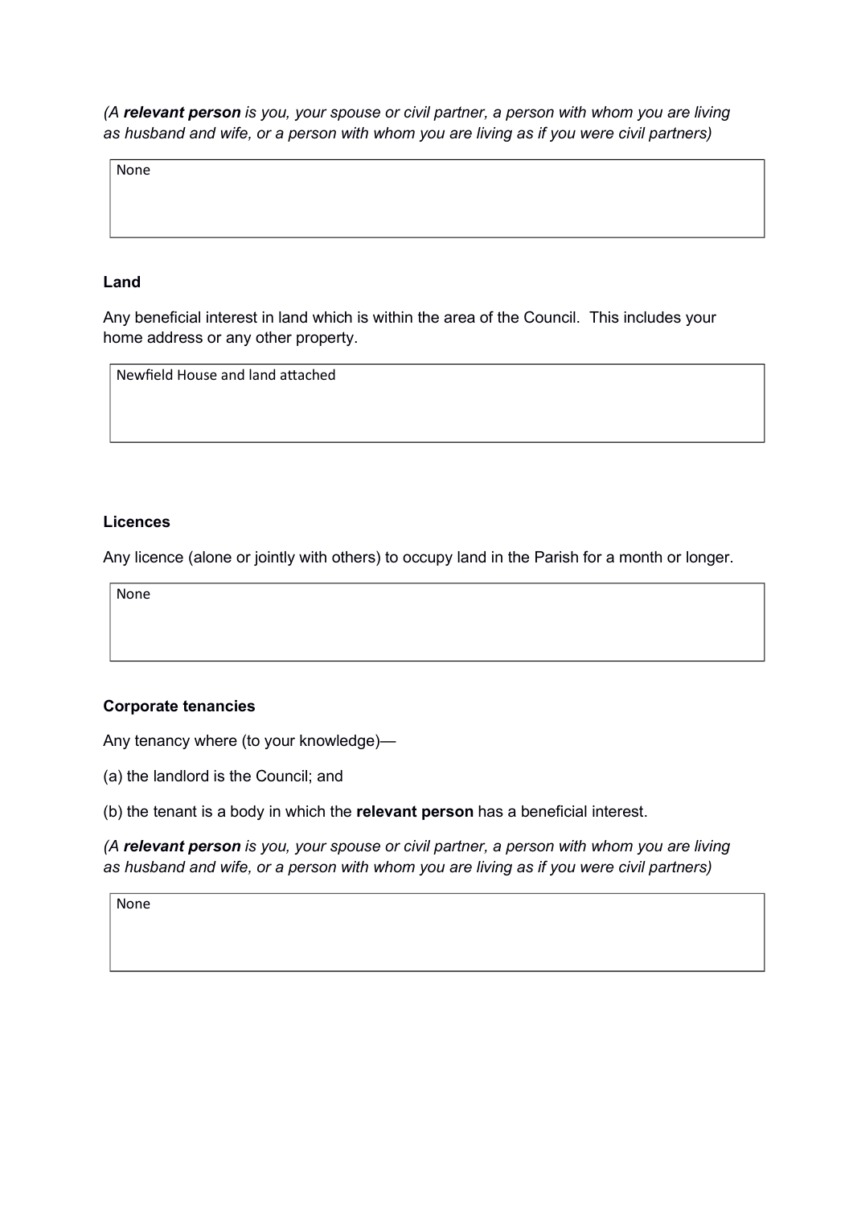*(A **relevant person** is you, your spouse or civil partner, a person with whom you are living as husband and wife, or a person with whom you are living as if you were civil partners)*

| None |
|---|

### Land

Any beneficial interest in land which is within the area of the Council. This includes your home address or any other property.

| Newfield House and land attached |
|---|

### Licences

Any licence (alone or jointly with others) to occupy land in the Parish for a month or longer.

| None |
|---|

### Corporate tenancies

Any tenancy where (to your knowledge)—

(a) the landlord is the Council; and

(b) the tenant is a body in which the **relevant person** has a beneficial interest.

*(A **relevant person** is you, your spouse or civil partner, a person with whom you are living as husband and wife, or a person with whom you are living as if you were civil partners)*

| None |
|---|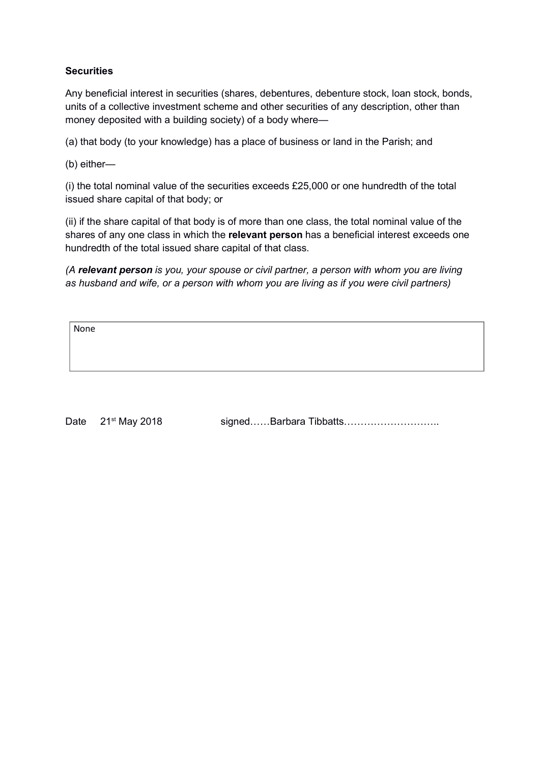**Securities**

Any beneficial interest in securities (shares, debentures, debenture stock, loan stock, bonds, units of a collective investment scheme and other securities of any description, other than money deposited with a building society) of a body where—

(a) that body (to your knowledge) has a place of business or land in the Parish; and

(b) either—

(i) the total nominal value of the securities exceeds £25,000 or one hundredth of the total issued share capital of that body; or

(ii) if the share capital of that body is of more than one class, the total nominal value of the shares of any one class in which the **relevant person** has a beneficial interest exceeds one hundredth of the total issued share capital of that class.

*(A **relevant person** is you, your spouse or civil partner, a person with whom you are living as husband and wife, or a person with whom you are living as if you were civil partners)*

| None |
|---|

Date 21st May 2018 signed……Barbara Tibbatts………………………..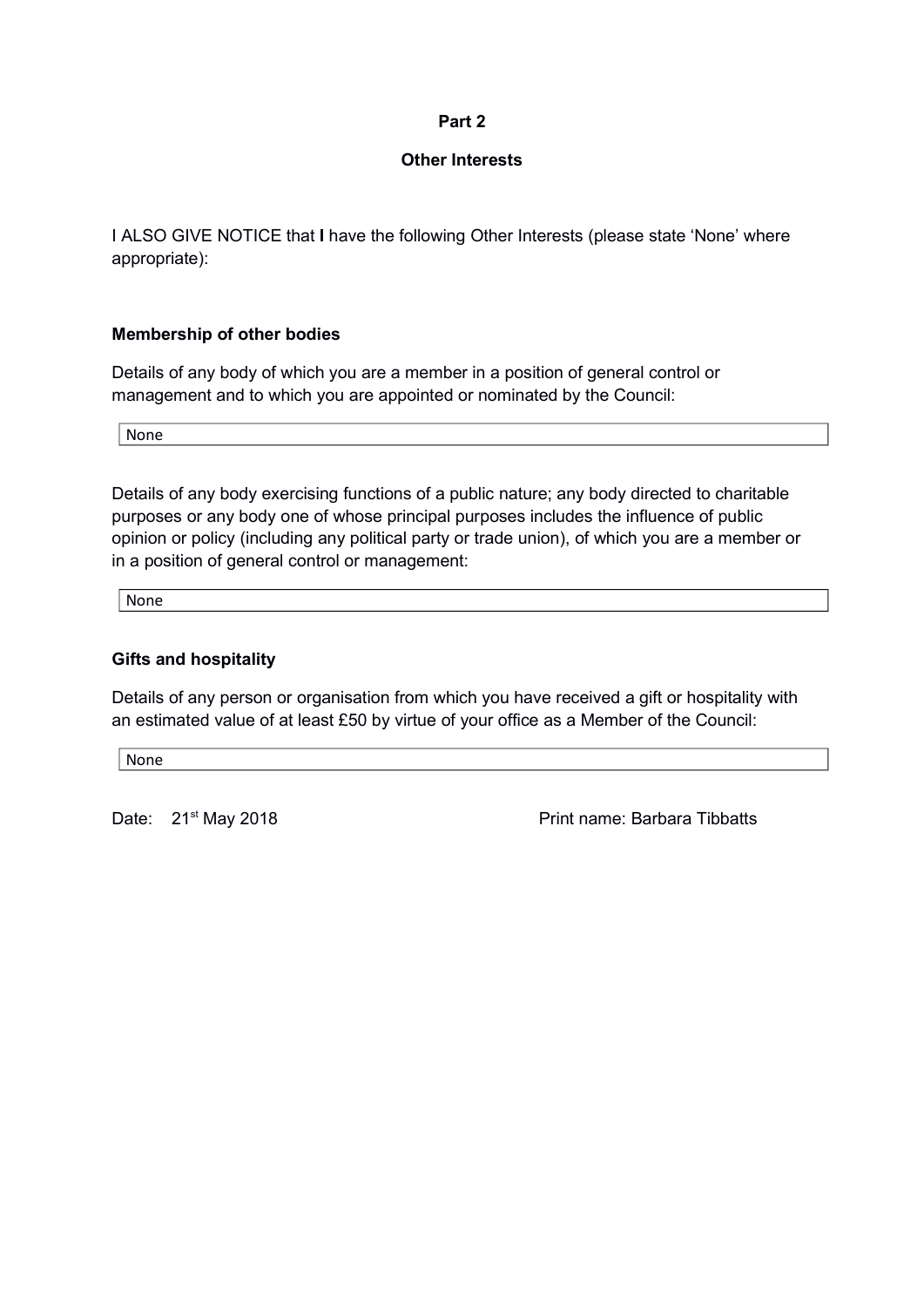**Part 2**

**Other Interests**

I ALSO GIVE NOTICE that **I** have the following Other Interests (please state 'None' where appropriate):

**Membership of other bodies**

Details of any body of which you are a member in a position of general control or management and to which you are appointed or nominated by the Council:

| None |
|---|

Details of any body exercising functions of a public nature; any body directed to charitable purposes or any body one of whose principal purposes includes the influence of public opinion or policy (including any political party or trade union), of which you are a member or in a position of general control or management:

| None |
|---|

**Gifts and hospitality**

Details of any person or organisation from which you have received a gift or hospitality with an estimated value of at least £50 by virtue of your office as a Member of the Council:

| None |
|---|

Date: 21st May 2018 Print name: Barbara Tibbatts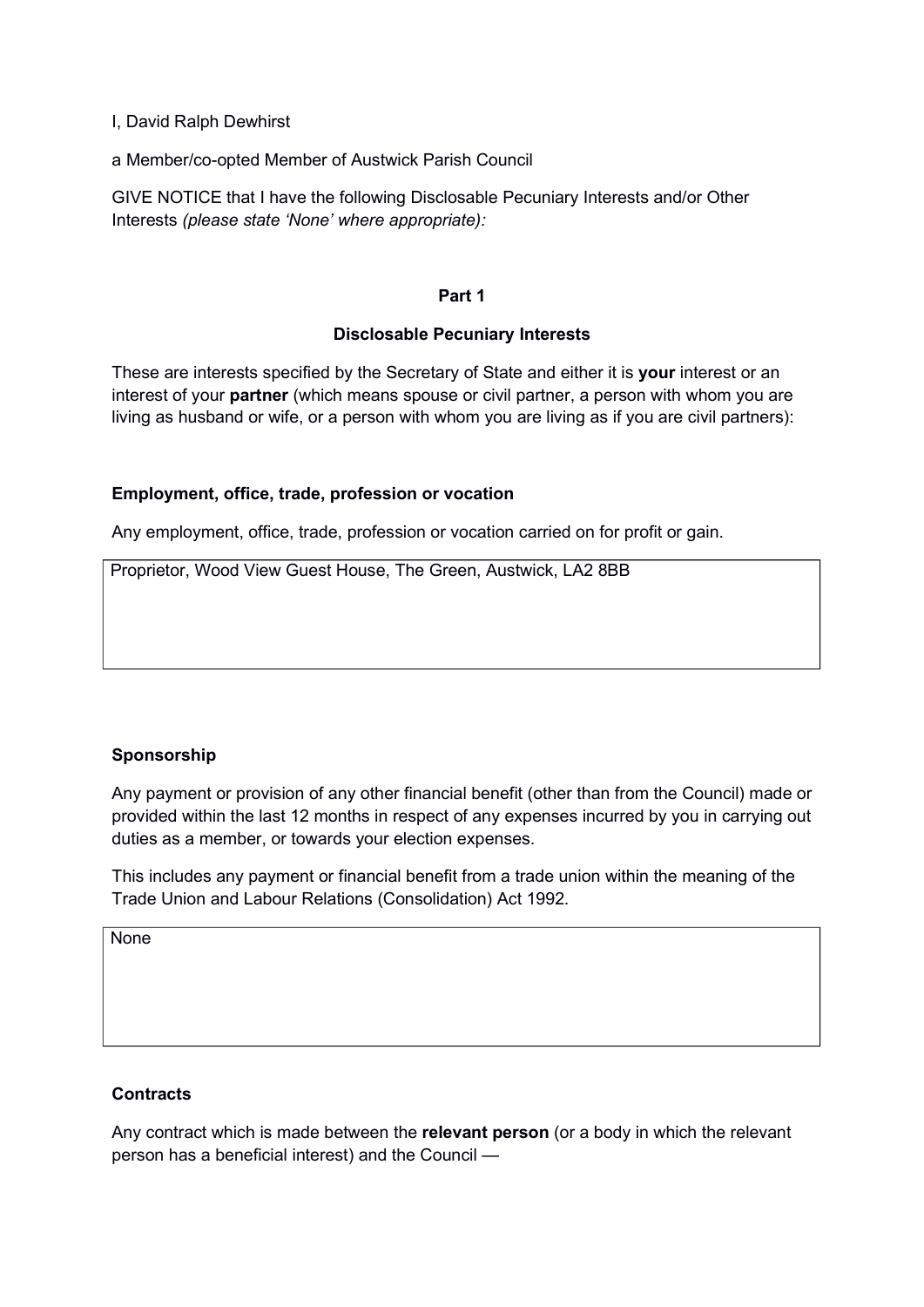I, David Ralph Dewhirst

a Member/co-opted Member of Austwick Parish Council

GIVE NOTICE that I have the following Disclosable Pecuniary Interests and/or Other Interests *(please state 'None' where appropriate):*

## Part 1

### Disclosable Pecuniary Interests

These are interests specified by the Secretary of State and either it is **your** interest or an interest of your **partner** (which means spouse or civil partner, a person with whom you are living as husband or wife, or a person with whom you are living as if you are civil partners):

**Employment, office, trade, profession or vocation**

Any employment, office, trade, profession or vocation carried on for profit or gain.

| Proprietor, Wood View Guest House, The Green, Austwick, LA2 8BB |
|---|

**Sponsorship**

Any payment or provision of any other financial benefit (other than from the Council) made or provided within the last 12 months in respect of any expenses incurred by you in carrying out duties as a member, or towards your election expenses.

This includes any payment or financial benefit from a trade union within the meaning of the Trade Union and Labour Relations (Consolidation) Act 1992.

| None |
|---|

**Contracts**

Any contract which is made between the **relevant person** (or a body in which the relevant person has a beneficial interest) and the Council —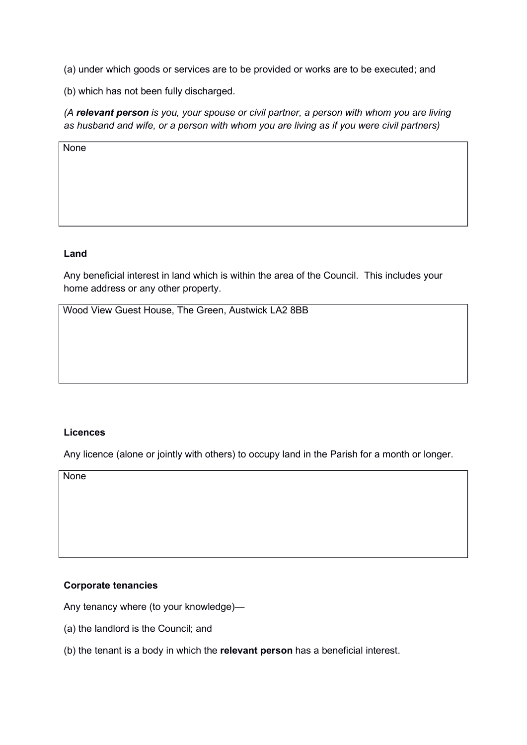(a) under which goods or services are to be provided or works are to be executed; and

(b) which has not been fully discharged.

*(A **relevant person** is you, your spouse or civil partner, a person with whom you are living as husband and wife, or a person with whom you are living as if you were civil partners)*

| None |
|---|

**Land**

Any beneficial interest in land which is within the area of the Council. This includes your home address or any other property.

| Wood View Guest House, The Green, Austwick LA2 8BB |
|---|

**Licences**

Any licence (alone or jointly with others) to occupy land in the Parish for a month or longer.

| None |
|---|

**Corporate tenancies**

Any tenancy where (to your knowledge)—

(a) the landlord is the Council; and

(b) the tenant is a body in which the **relevant person** has a beneficial interest.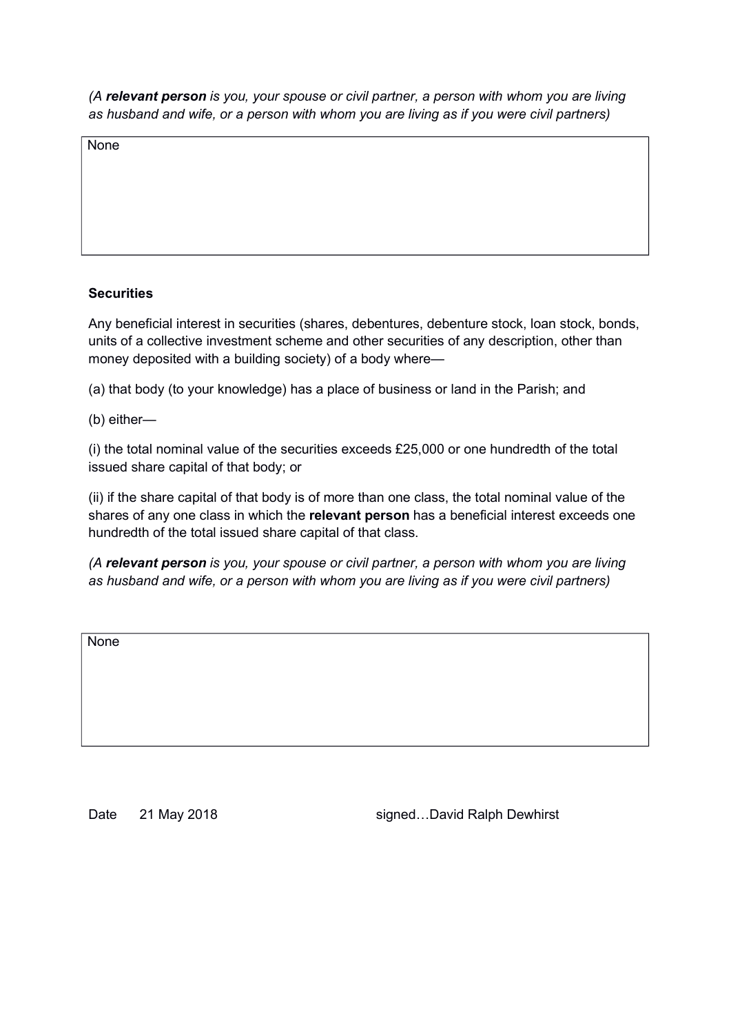*(A **relevant person** is you, your spouse or civil partner, a person with whom you are living as husband and wife, or a person with whom you are living as if you were civil partners)*

| None |
|---|

**Securities**

Any beneficial interest in securities (shares, debentures, debenture stock, loan stock, bonds, units of a collective investment scheme and other securities of any description, other than money deposited with a building society) of a body where—

(a) that body (to your knowledge) has a place of business or land in the Parish; and

(b) either—

(i) the total nominal value of the securities exceeds £25,000 or one hundredth of the total issued share capital of that body; or

(ii) if the share capital of that body is of more than one class, the total nominal value of the shares of any one class in which the **relevant person** has a beneficial interest exceeds one hundredth of the total issued share capital of that class.

*(A **relevant person** is you, your spouse or civil partner, a person with whom you are living as husband and wife, or a person with whom you are living as if you were civil partners)*

| None |
|---|

Date 21 May 2018 signed…David Ralph Dewhirst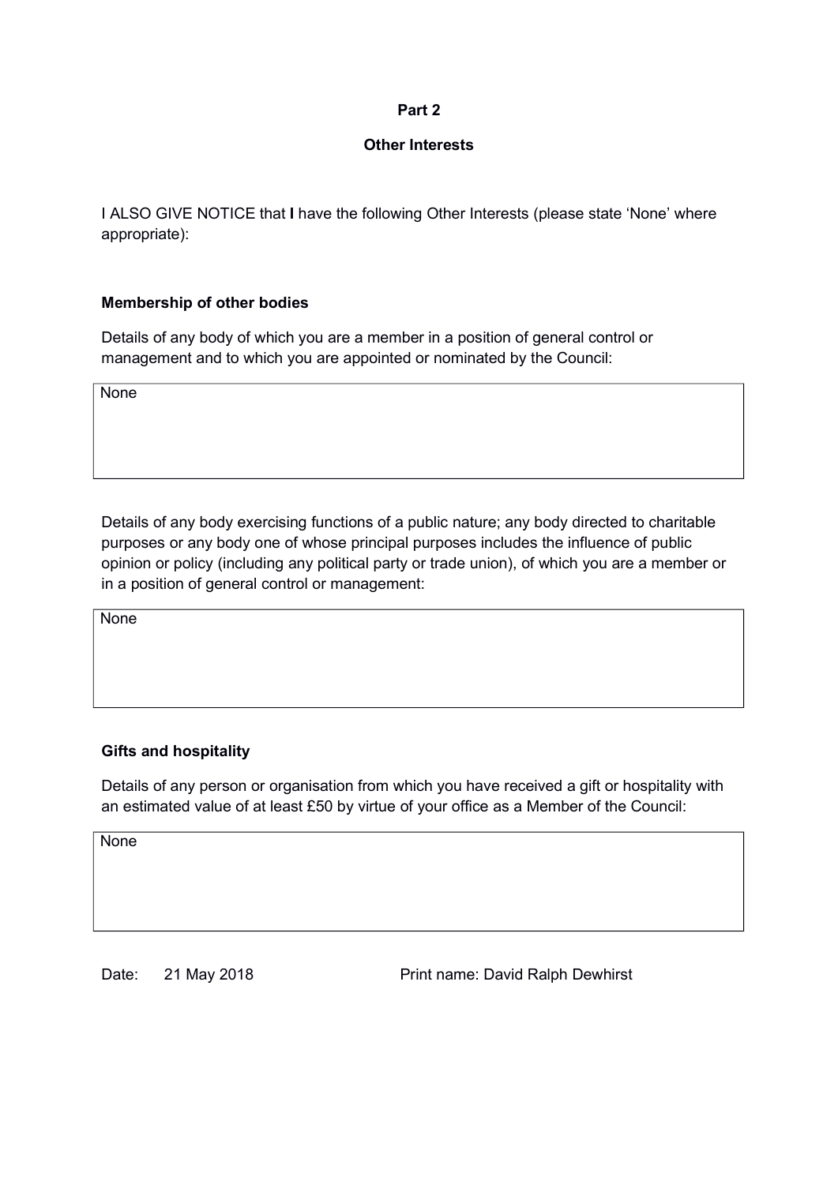**Part 2**

**Other Interests**

I ALSO GIVE NOTICE that **I** have the following Other Interests (please state 'None' where appropriate):

**Membership of other bodies**

Details of any body of which you are a member in a position of general control or management and to which you are appointed or nominated by the Council:

| None |
|---|

Details of any body exercising functions of a public nature; any body directed to charitable purposes or any body one of whose principal purposes includes the influence of public opinion or policy (including any political party or trade union), of which you are a member or in a position of general control or management:

| None |
|---|

**Gifts and hospitality**

Details of any person or organisation from which you have received a gift or hospitality with an estimated value of at least £50 by virtue of your office as a Member of the Council:

| None |
|---|

Date: 21 May 2018

Print name: David Ralph Dewhirst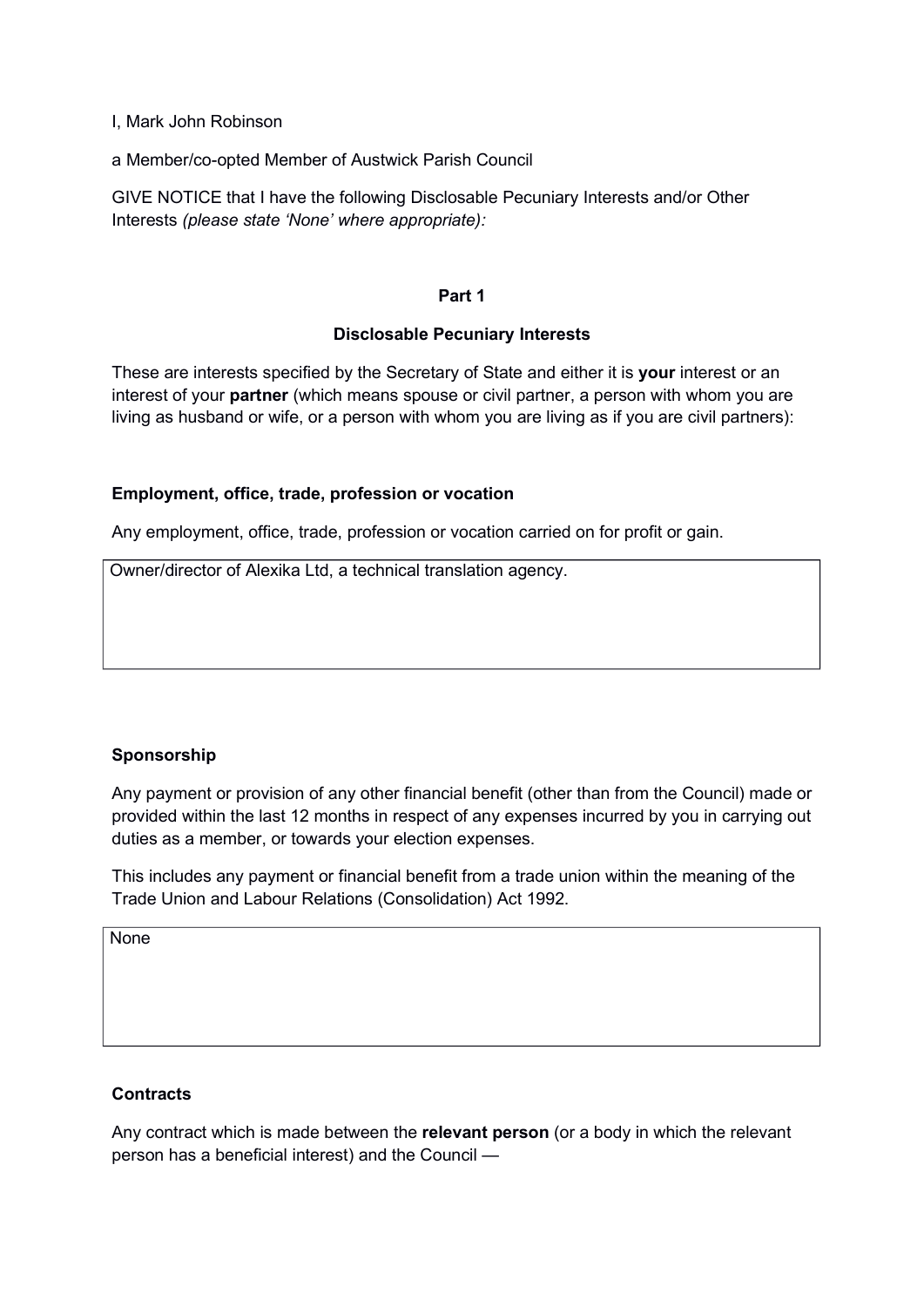I, Mark John Robinson

a Member/co-opted Member of Austwick Parish Council

GIVE NOTICE that I have the following Disclosable Pecuniary Interests and/or Other Interests *(please state 'None' where appropriate):*

**Part 1**

**Disclosable Pecuniary Interests**

These are interests specified by the Secretary of State and either it is **your** interest or an interest of your **partner** (which means spouse or civil partner, a person with whom you are living as husband or wife, or a person with whom you are living as if you are civil partners):

**Employment, office, trade, profession or vocation**

Any employment, office, trade, profession or vocation carried on for profit or gain.

| Owner/director of Alexika Ltd, a technical translation agency. |
|---|

**Sponsorship**

Any payment or provision of any other financial benefit (other than from the Council) made or provided within the last 12 months in respect of any expenses incurred by you in carrying out duties as a member, or towards your election expenses.

This includes any payment or financial benefit from a trade union within the meaning of the Trade Union and Labour Relations (Consolidation) Act 1992.

| None |
|---|

**Contracts**

Any contract which is made between the **relevant person** (or a body in which the relevant person has a beneficial interest) and the Council —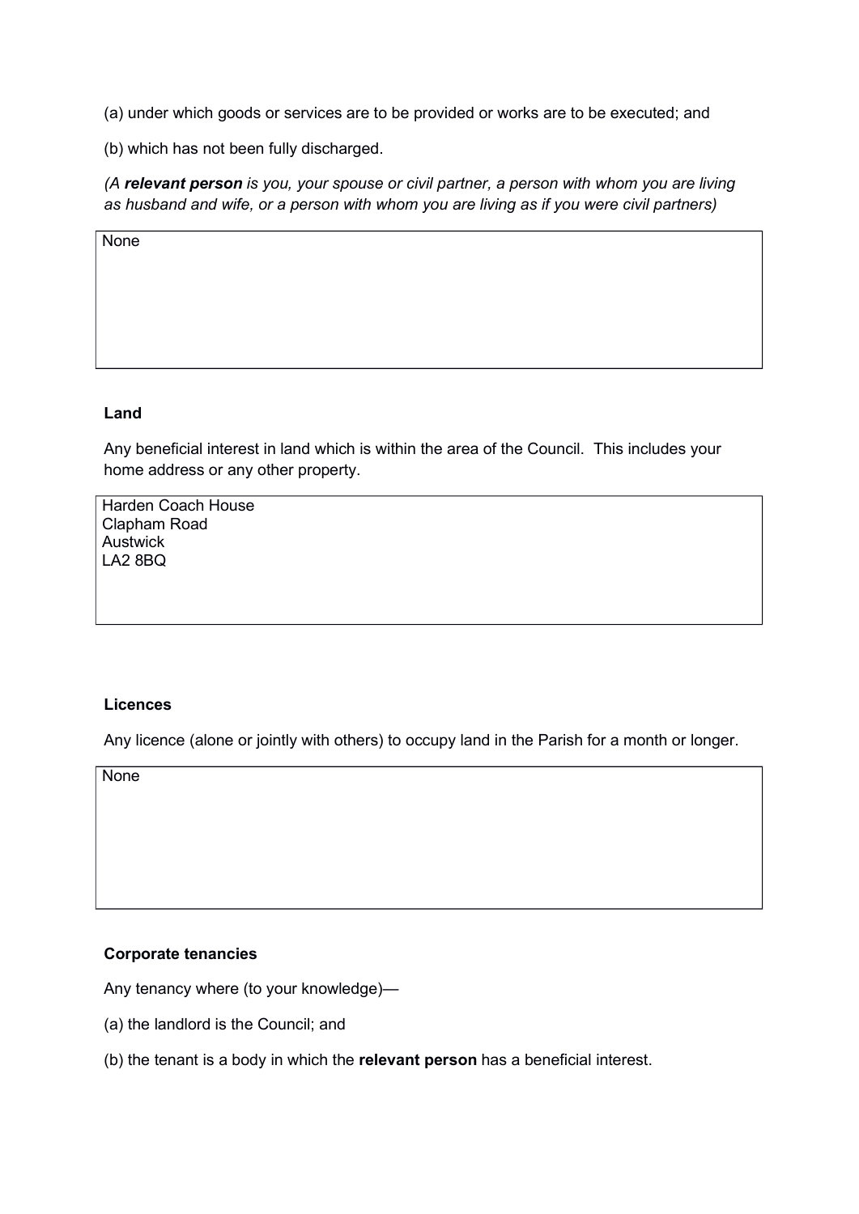(a) under which goods or services are to be provided or works are to be executed; and

(b) which has not been fully discharged.

*(A **relevant person** is you, your spouse or civil partner, a person with whom you are living as husband and wife, or a person with whom you are living as if you were civil partners)*

| None |
|---|

**Land**

Any beneficial interest in land which is within the area of the Council. This includes your home address or any other property.

| Harden Coach House<br>Clapham Road<br>Austwick<br>LA2 8BQ |
|---|

**Licences**

Any licence (alone or jointly with others) to occupy land in the Parish for a month or longer.

| None |
|---|

**Corporate tenancies**

Any tenancy where (to your knowledge)—

(a) the landlord is the Council; and

(b) the tenant is a body in which the **relevant person** has a beneficial interest.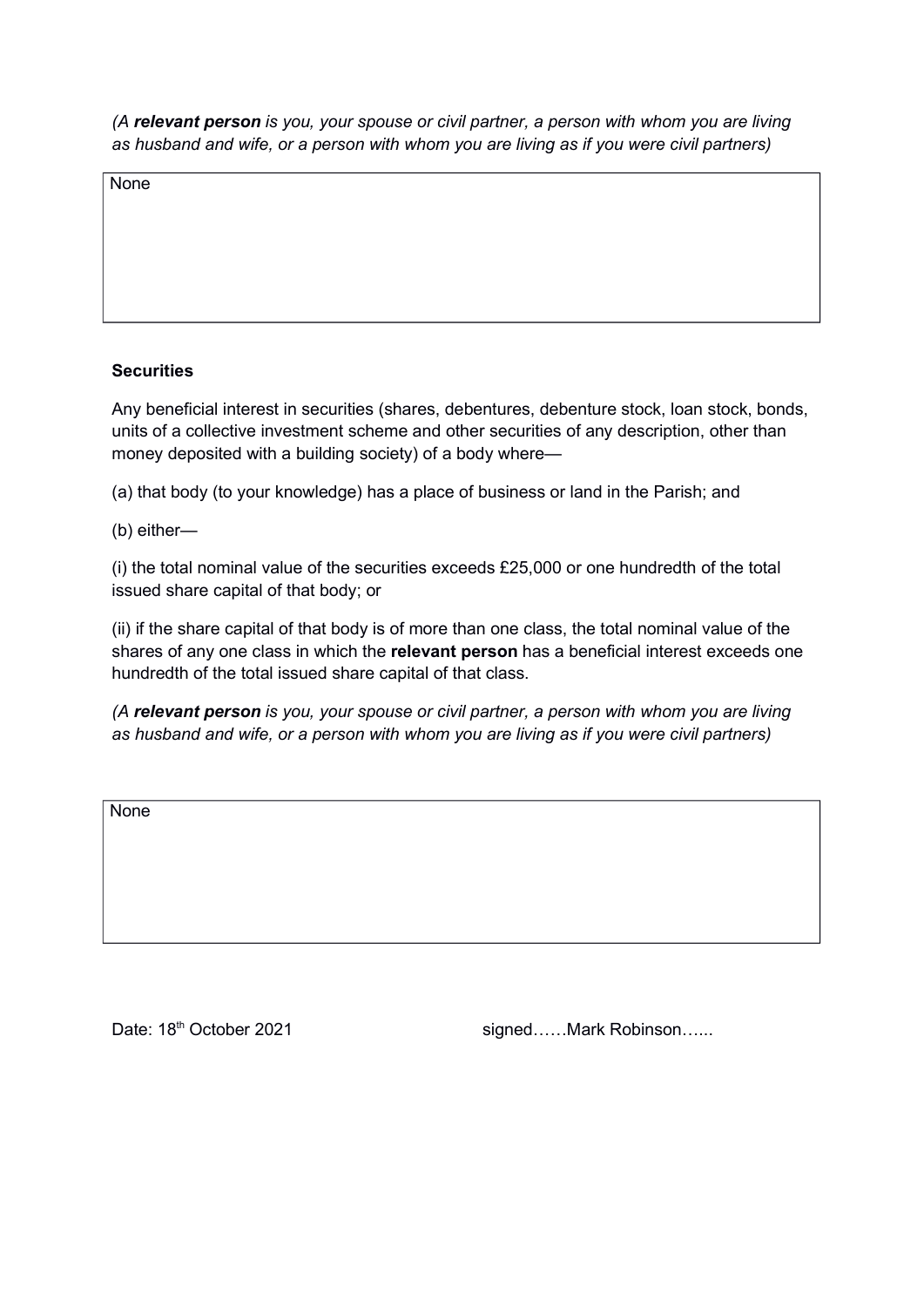*(A **relevant person** is you, your spouse or civil partner, a person with whom you are living as husband and wife, or a person with whom you are living as if you were civil partners)*

| None |
|---|

**Securities**

Any beneficial interest in securities (shares, debentures, debenture stock, loan stock, bonds, units of a collective investment scheme and other securities of any description, other than money deposited with a building society) of a body where—

(a) that body (to your knowledge) has a place of business or land in the Parish; and

(b) either—

(i) the total nominal value of the securities exceeds £25,000 or one hundredth of the total issued share capital of that body; or

(ii) if the share capital of that body is of more than one class, the total nominal value of the shares of any one class in which the **relevant person** has a beneficial interest exceeds one hundredth of the total issued share capital of that class.

*(A **relevant person** is you, your spouse or civil partner, a person with whom you are living as husband and wife, or a person with whom you are living as if you were civil partners)*

| None |
|---|

Date: 18th October 2021 signed……Mark Robinson…...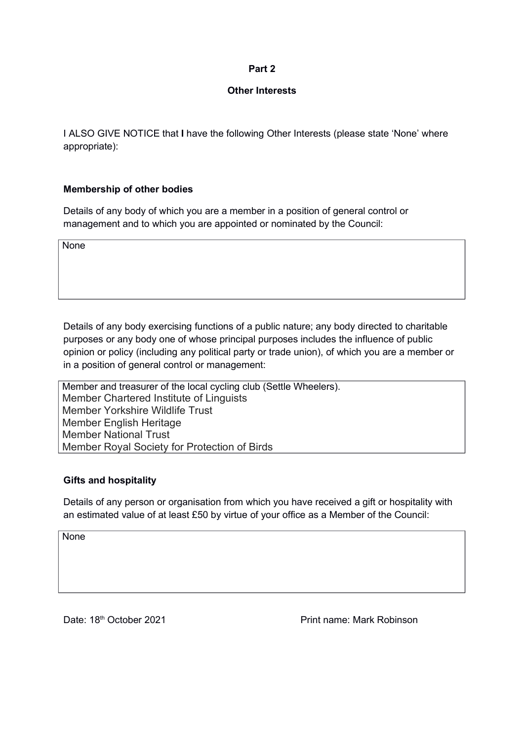**Part 2**

**Other Interests**

I ALSO GIVE NOTICE that **I** have the following Other Interests (please state 'None' where appropriate):

**Membership of other bodies**

Details of any body of which you are a member in a position of general control or management and to which you are appointed or nominated by the Council:

None

Details of any body exercising functions of a public nature; any body directed to charitable purposes or any body one of whose principal purposes includes the influence of public opinion or policy (including any political party or trade union), of which you are a member or in a position of general control or management:

Member and treasurer of the local cycling club (Settle Wheelers).
Member Chartered Institute of Linguists
Member Yorkshire Wildlife Trust
Member English Heritage
Member National Trust
Member Royal Society for Protection of Birds

**Gifts and hospitality**

Details of any person or organisation from which you have received a gift or hospitality with an estimated value of at least £50 by virtue of your office as a Member of the Council:

None

Date: 18th October 2021

Print name: Mark Robinson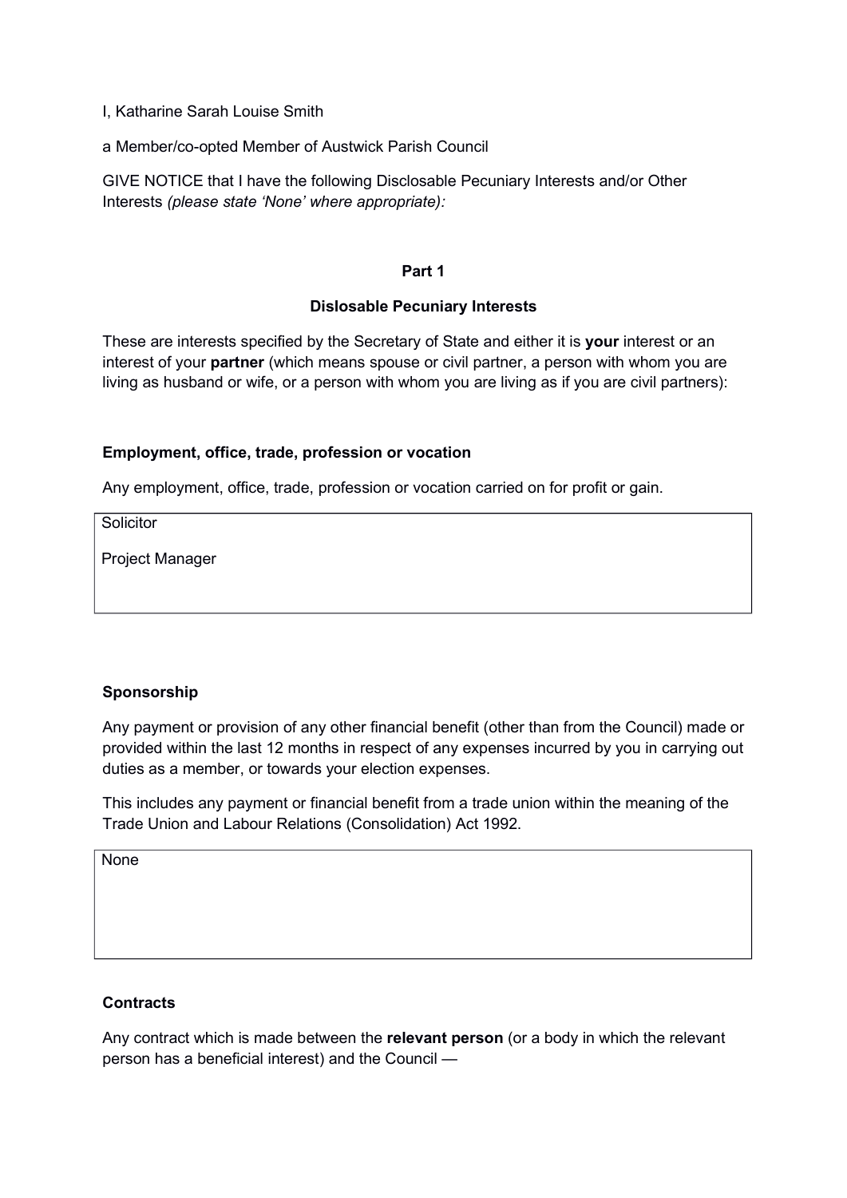I, Katharine Sarah Louise Smith

a Member/co-opted Member of Austwick Parish Council

GIVE NOTICE that I have the following Disclosable Pecuniary Interests and/or Other Interests *(please state 'None' where appropriate):*

**Part 1**

**Dislosable Pecuniary Interests**

These are interests specified by the Secretary of State and either it is **your** interest or an interest of your **partner** (which means spouse or civil partner, a person with whom you are living as husband or wife, or a person with whom you are living as if you are civil partners):

**Employment, office, trade, profession or vocation**

Any employment, office, trade, profession or vocation carried on for profit or gain.

| Solicitor<br><br>Project Manager |
|---|

**Sponsorship**

Any payment or provision of any other financial benefit (other than from the Council) made or provided within the last 12 months in respect of any expenses incurred by you in carrying out duties as a member, or towards your election expenses.

This includes any payment or financial benefit from a trade union within the meaning of the Trade Union and Labour Relations (Consolidation) Act 1992.

| None |
|---|

**Contracts**

Any contract which is made between the **relevant person** (or a body in which the relevant person has a beneficial interest) and the Council —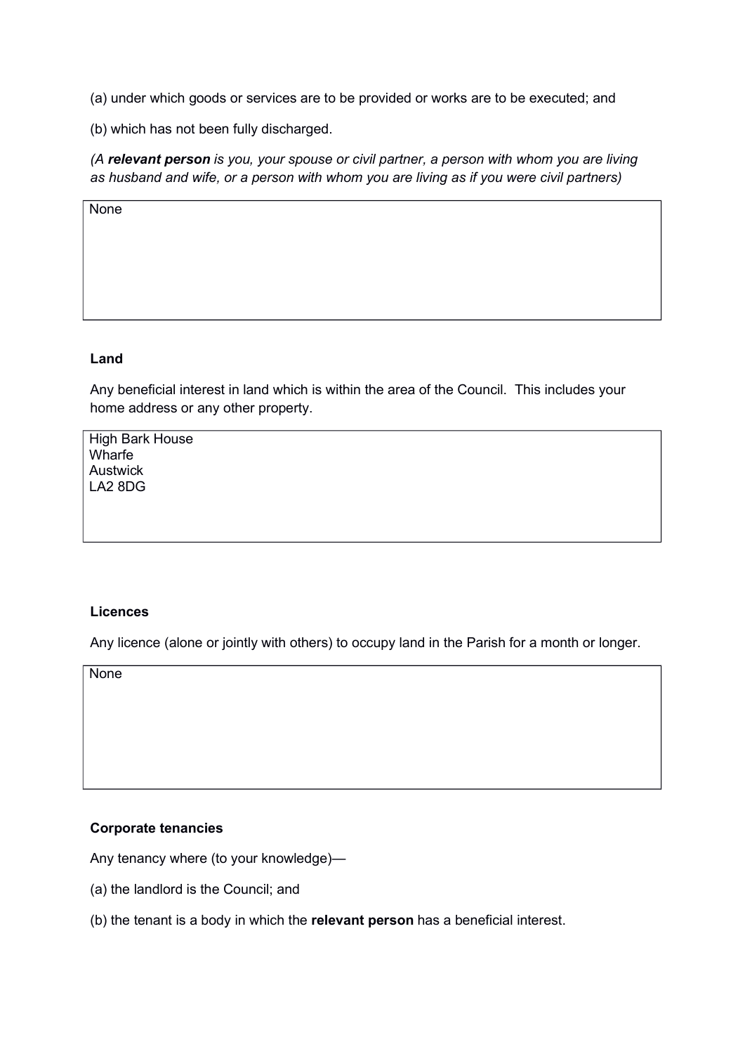(a) under which goods or services are to be provided or works are to be executed; and

(b) which has not been fully discharged.

*(A **relevant person** is you, your spouse or civil partner, a person with whom you are living as husband and wife, or a person with whom you are living as if you were civil partners)*

| None |
|---|

**Land**

Any beneficial interest in land which is within the area of the Council. This includes your home address or any other property.

| High Bark House<br>Wharfe<br>Austwick<br>LA2 8DG |
|---|

**Licences**

Any licence (alone or jointly with others) to occupy land in the Parish for a month or longer.

| None |
|---|

**Corporate tenancies**

Any tenancy where (to your knowledge)—

(a) the landlord is the Council; and

(b) the tenant is a body in which the **relevant person** has a beneficial interest.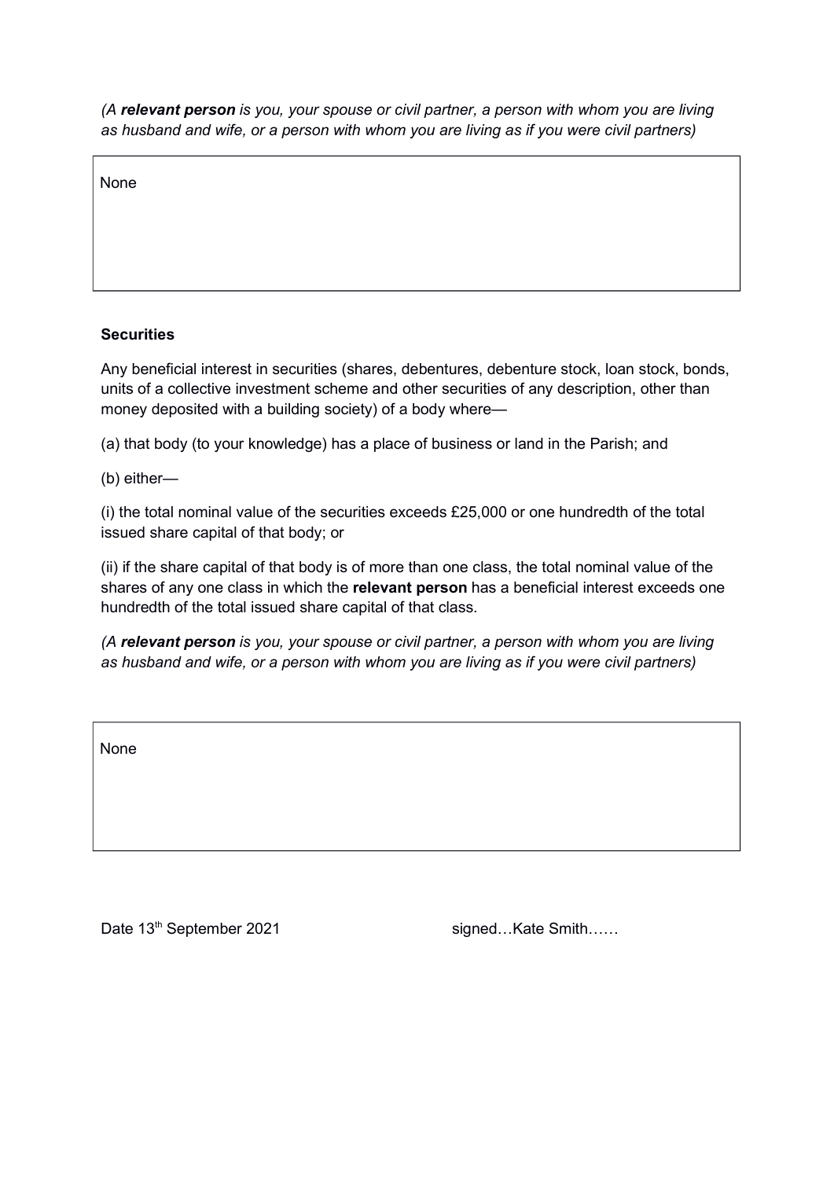*(A **relevant person** is you, your spouse or civil partner, a person with whom you are living as husband and wife, or a person with whom you are living as if you were civil partners)*

| None |
|---|

**Securities**

Any beneficial interest in securities (shares, debentures, debenture stock, loan stock, bonds, units of a collective investment scheme and other securities of any description, other than money deposited with a building society) of a body where—

(a) that body (to your knowledge) has a place of business or land in the Parish; and

(b) either—

(i) the total nominal value of the securities exceeds £25,000 or one hundredth of the total issued share capital of that body; or

(ii) if the share capital of that body is of more than one class, the total nominal value of the shares of any one class in which the **relevant person** has a beneficial interest exceeds one hundredth of the total issued share capital of that class.

*(A **relevant person** is you, your spouse or civil partner, a person with whom you are living as husband and wife, or a person with whom you are living as if you were civil partners)*

| None |
|---|

Date 13th September 2021 signed…Kate Smith……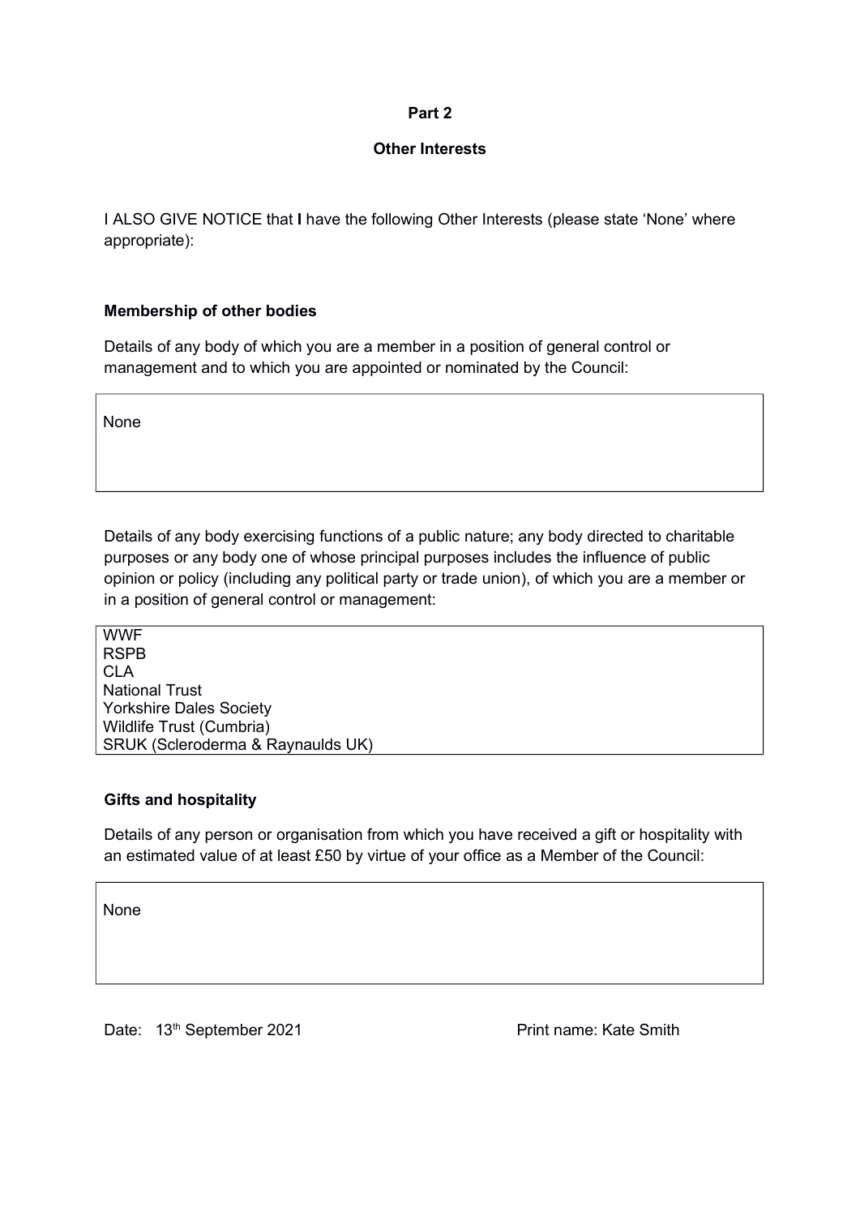**Part 2**

**Other Interests**

I ALSO GIVE NOTICE that **I** have the following Other Interests (please state 'None' where appropriate):

**Membership of other bodies**

Details of any body of which you are a member in a position of general control or management and to which you are appointed or nominated by the Council:

None

Details of any body exercising functions of a public nature; any body directed to charitable purposes or any body one of whose principal purposes includes the influence of public opinion or policy (including any political party or trade union), of which you are a member or in a position of general control or management:

WWF
RSPB
CLA
National Trust
Yorkshire Dales Society
Wildlife Trust (Cumbria)
SRUK (Scleroderma & Raynaulds UK)

**Gifts and hospitality**

Details of any person or organisation from which you have received a gift or hospitality with an estimated value of at least £50 by virtue of your office as a Member of the Council:

None

Date: 13th September 2021

Print name: Kate Smith